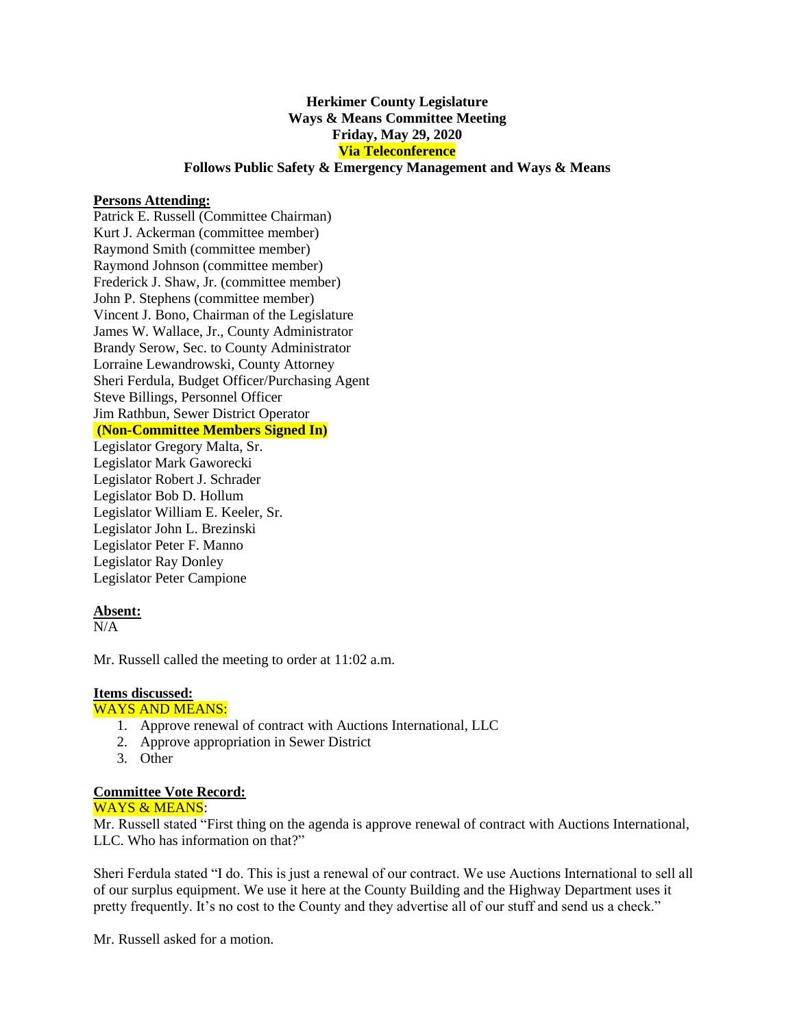**Herkimer County Legislature**
**Ways & Means Committee Meeting**
**Friday, May 29, 2020**
**Via Teleconference**
**Follows Public Safety & Emergency Management and Ways & Means**

**Persons Attending:**

Patrick E. Russell (Committee Chairman)
Kurt J. Ackerman (committee member)
Raymond Smith (committee member)
Raymond Johnson (committee member)
Frederick J. Shaw, Jr. (committee member)
John P. Stephens (committee member)
Vincent J. Bono, Chairman of the Legislature
James W. Wallace, Jr., County Administrator
Brandy Serow, Sec. to County Administrator
Lorraine Lewandrowski, County Attorney
Sheri Ferdula, Budget Officer/Purchasing Agent
Steve Billings, Personnel Officer
Jim Rathbun, Sewer District Operator
**(Non-Committee Members Signed In)**
Legislator Gregory Malta, Sr.
Legislator Mark Gaworecki
Legislator Robert J. Schrader
Legislator Bob D. Hollum
Legislator William E. Keeler, Sr.
Legislator John L. Brezinski
Legislator Peter F. Manno
Legislator Ray Donley
Legislator Peter Campione

**Absent:**

N/A

Mr. Russell called the meeting to order at 11:02 a.m.

**Items discussed:**

WAYS AND MEANS:

1. Approve renewal of contract with Auctions International, LLC
2. Approve appropriation in Sewer District
3. Other

**Committee Vote Record:**

WAYS & MEANS:

Mr. Russell stated "First thing on the agenda is approve renewal of contract with Auctions International, LLC. Who has information on that?"

Sheri Ferdula stated "I do. This is just a renewal of our contract. We use Auctions International to sell all of our surplus equipment. We use it here at the County Building and the Highway Department uses it pretty frequently. It's no cost to the County and they advertise all of our stuff and send us a check."

Mr. Russell asked for a motion.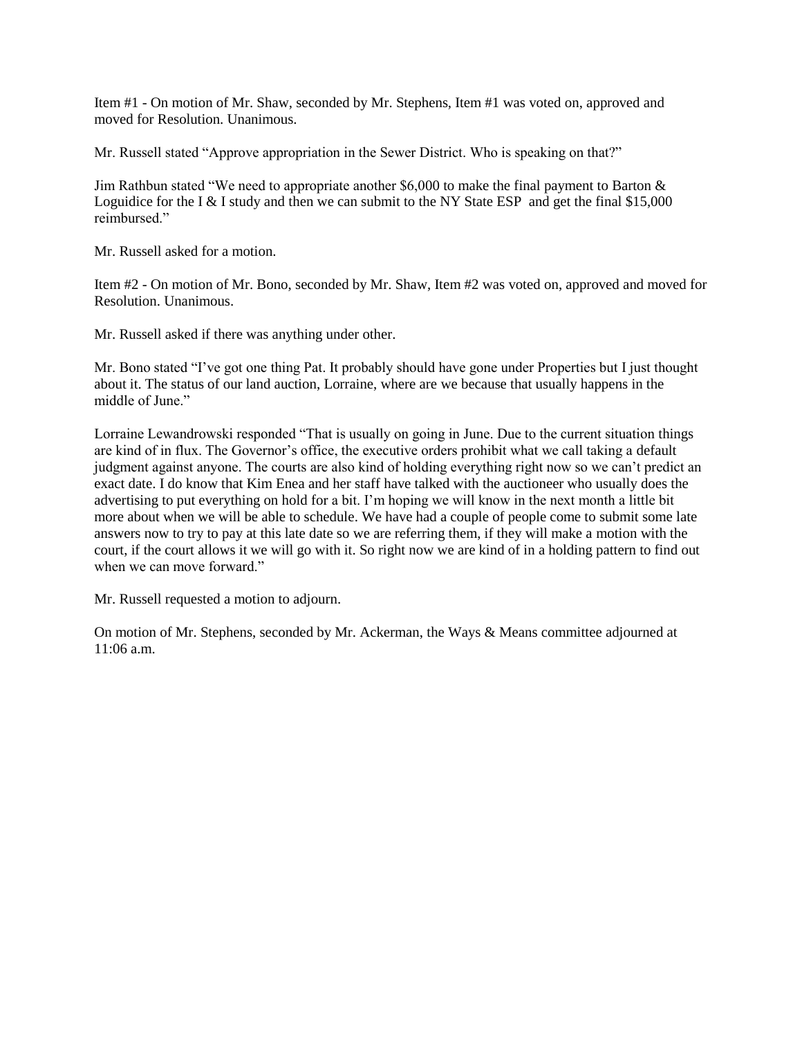Item #1 - On motion of Mr. Shaw, seconded by Mr. Stephens, Item #1 was voted on, approved and moved for Resolution. Unanimous.

Mr. Russell stated "Approve appropriation in the Sewer District. Who is speaking on that?"

Jim Rathbun stated "We need to appropriate another $6,000 to make the final payment to Barton & Loguidice for the I & I study and then we can submit to the NY State ESP and get the final $15,000 reimbursed."

Mr. Russell asked for a motion.

Item #2 - On motion of Mr. Bono, seconded by Mr. Shaw, Item #2 was voted on, approved and moved for Resolution. Unanimous.

Mr. Russell asked if there was anything under other.

Mr. Bono stated "I've got one thing Pat. It probably should have gone under Properties but I just thought about it. The status of our land auction, Lorraine, where are we because that usually happens in the middle of June."

Lorraine Lewandrowski responded "That is usually on going in June. Due to the current situation things are kind of in flux. The Governor's office, the executive orders prohibit what we call taking a default judgment against anyone. The courts are also kind of holding everything right now so we can't predict an exact date. I do know that Kim Enea and her staff have talked with the auctioneer who usually does the advertising to put everything on hold for a bit. I'm hoping we will know in the next month a little bit more about when we will be able to schedule. We have had a couple of people come to submit some late answers now to try to pay at this late date so we are referring them, if they will make a motion with the court, if the court allows it we will go with it. So right now we are kind of in a holding pattern to find out when we can move forward."

Mr. Russell requested a motion to adjourn.

On motion of Mr. Stephens, seconded by Mr. Ackerman, the Ways & Means committee adjourned at 11:06 a.m.